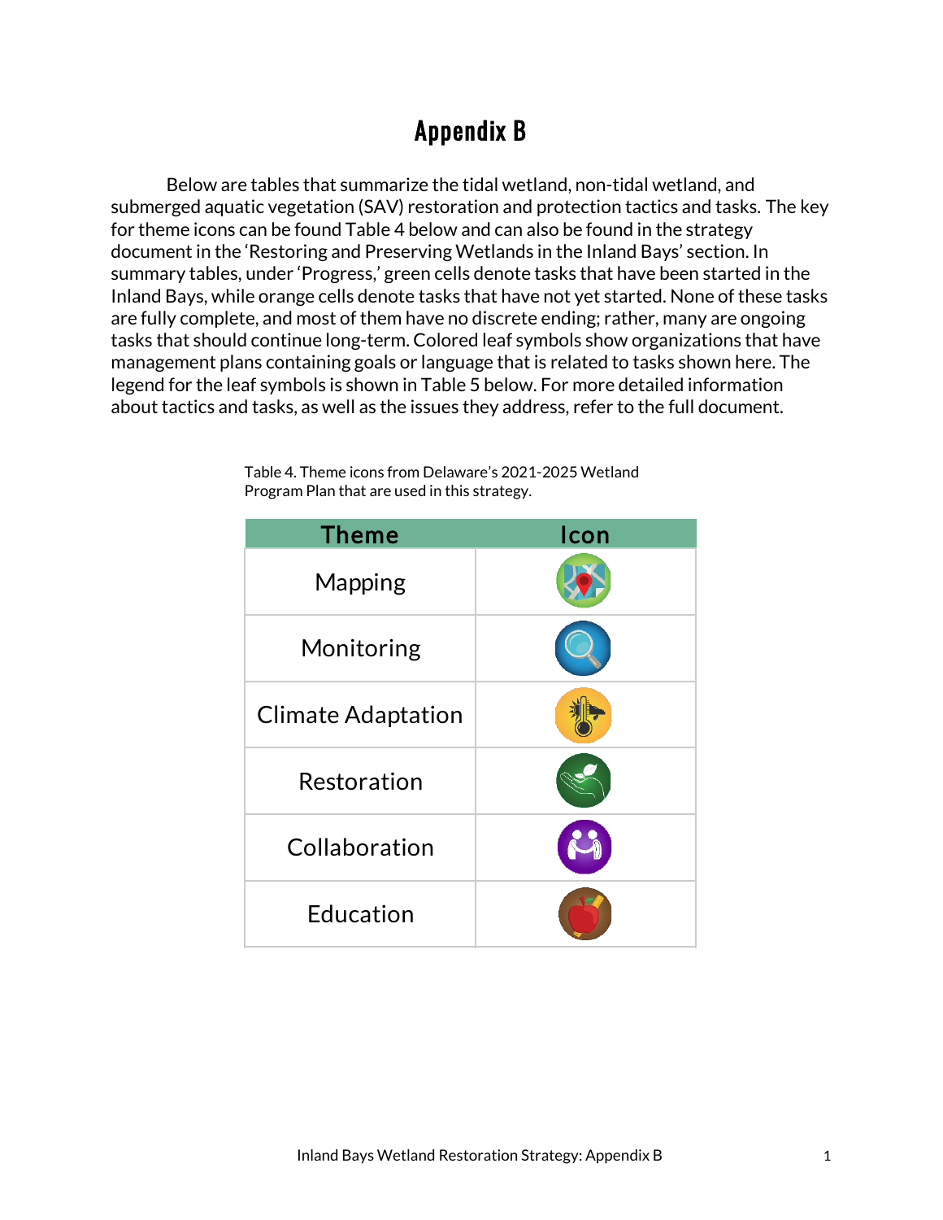# Appendix B

Below are tables that summarize the tidal wetland, non-tidal wetland, and submerged aquatic vegetation (SAV) restoration and protection tactics and tasks. The key for theme icons can be found Table 4 below and can also be found in the strategy document in the 'Restoring and Preserving Wetlands in the Inland Bays' section. In summary tables, under 'Progress,' green cells denote tasks that have been started in the Inland Bays, while orange cells denote tasks that have not yet started. None of these tasks are fully complete, and most of them have no discrete ending; rather, many are ongoing tasks that should continue long-term. Colored leaf symbols show organizations that have management plans containing goals or language that is related to tasks shown here. The legend for the leaf symbols is shown in Table 5 below. For more detailed information about tactics and tasks, as well as the issues they address, refer to the full document.

Table 4. Theme icons from Delaware's 2021-2025 Wetland Program Plan that are used in this strategy.

| Theme | Icon |
|---|---|
| Mapping | |
| Monitoring | |
| Climate Adaptation | |
| Restoration | |
| Collaboration | |
| Education | |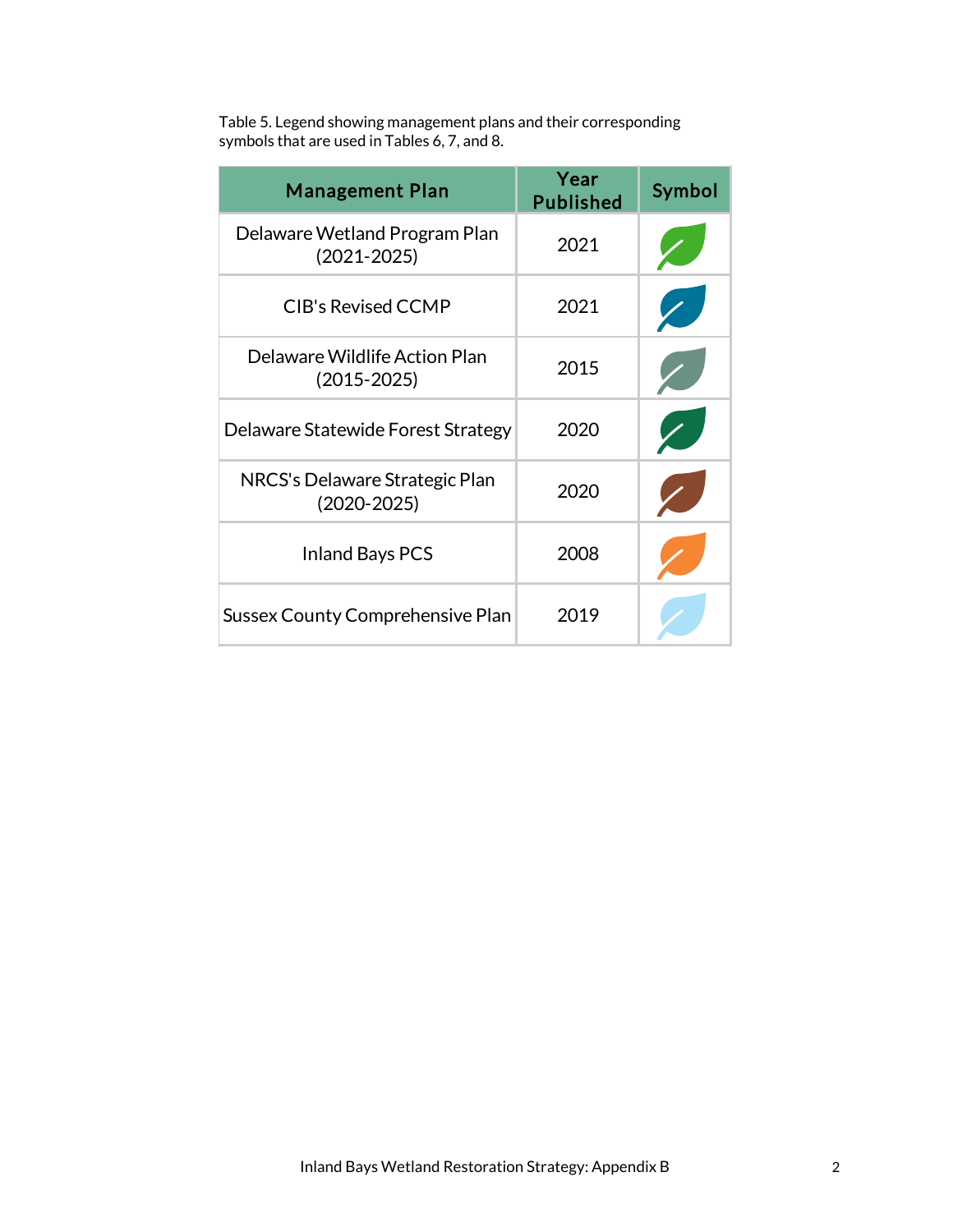Table 5. Legend showing management plans and their corresponding symbols that are used in Tables 6, 7, and 8.

| Management Plan | Year Published | Symbol |
|---|---|---|
| Delaware Wetland Program Plan (2021-2025) | 2021 | |
| CIB's Revised CCMP | 2021 | |
| Delaware Wildlife Action Plan (2015-2025) | 2015 | |
| Delaware Statewide Forest Strategy | 2020 | |
| NRCS's Delaware Strategic Plan (2020-2025) | 2020 | |
| Inland Bays PCS | 2008 | |
| Sussex County Comprehensive Plan | 2019 | |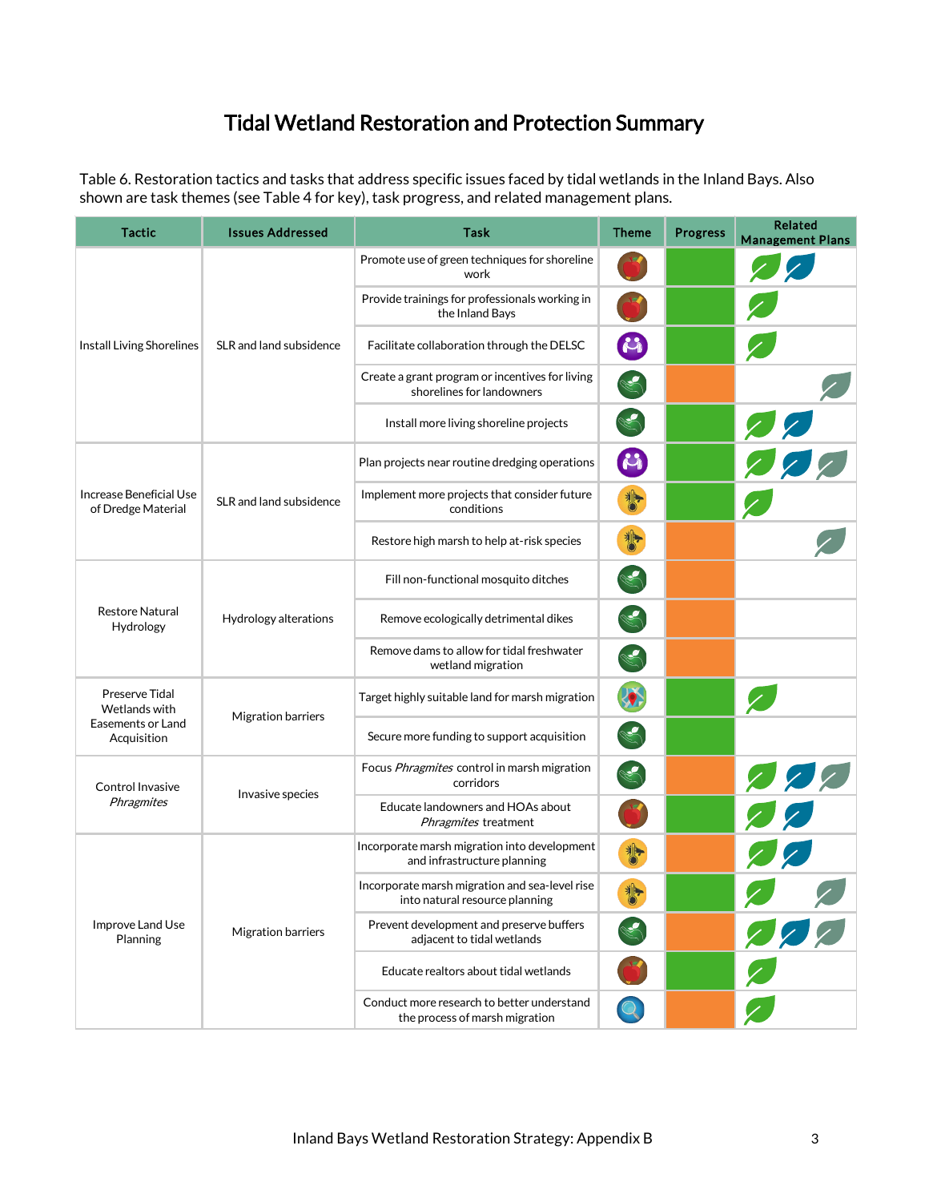# Tidal Wetland Restoration and Protection Summary

Table 6. Restoration tactics and tasks that address specific issues faced by tidal wetlands in the Inland Bays. Also shown are task themes (see Table 4 for key), task progress, and related management plans.

| Tactic | Issues Addressed | Task | Theme | Progress | Related Management Plans |
|---|---|---|---|---|---|
| Install Living Shorelines | SLR and land subsidence | Promote use of green techniques for shoreline work | | | |
| | | Provide trainings for professionals working in the Inland Bays | | | |
| | | Facilitate collaboration through the DELSC | | | |
| | | Create a grant program or incentives for living shorelines for landowners | | | |
| | | Install more living shoreline projects | | | |
| Increase Beneficial Use of Dredge Material | SLR and land subsidence | Plan projects near routine dredging operations | | | |
| | | Implement more projects that consider future conditions | | | |
| | | Restore high marsh to help at-risk species | | | |
| Restore Natural Hydrology | Hydrology alterations | Fill non-functional mosquito ditches | | | |
| | | Remove ecologically detrimental dikes | | | |
| | | Remove dams to allow for tidal freshwater wetland migration | | | |
| Preserve Tidal Wetlands with Easements or Land Acquisition | Migration barriers | Target highly suitable land for marsh migration | | | |
| | | Secure more funding to support acquisition | | | |
| Control Invasive *Phragmites* | Invasive species | Focus *Phragmites* control in marsh migration corridors | | | |
| | | Educate landowners and HOAs about *Phragmites* treatment | | | |
| Improve Land Use Planning | Migration barriers | Incorporate marsh migration into development and infrastructure planning | | | |
| | | Incorporate marsh migration and sea-level rise into natural resource planning | | | |
| | | Prevent development and preserve buffers adjacent to tidal wetlands | | | |
| | | Educate realtors about tidal wetlands | | | |
| | | Conduct more research to better understand the process of marsh migration | | | |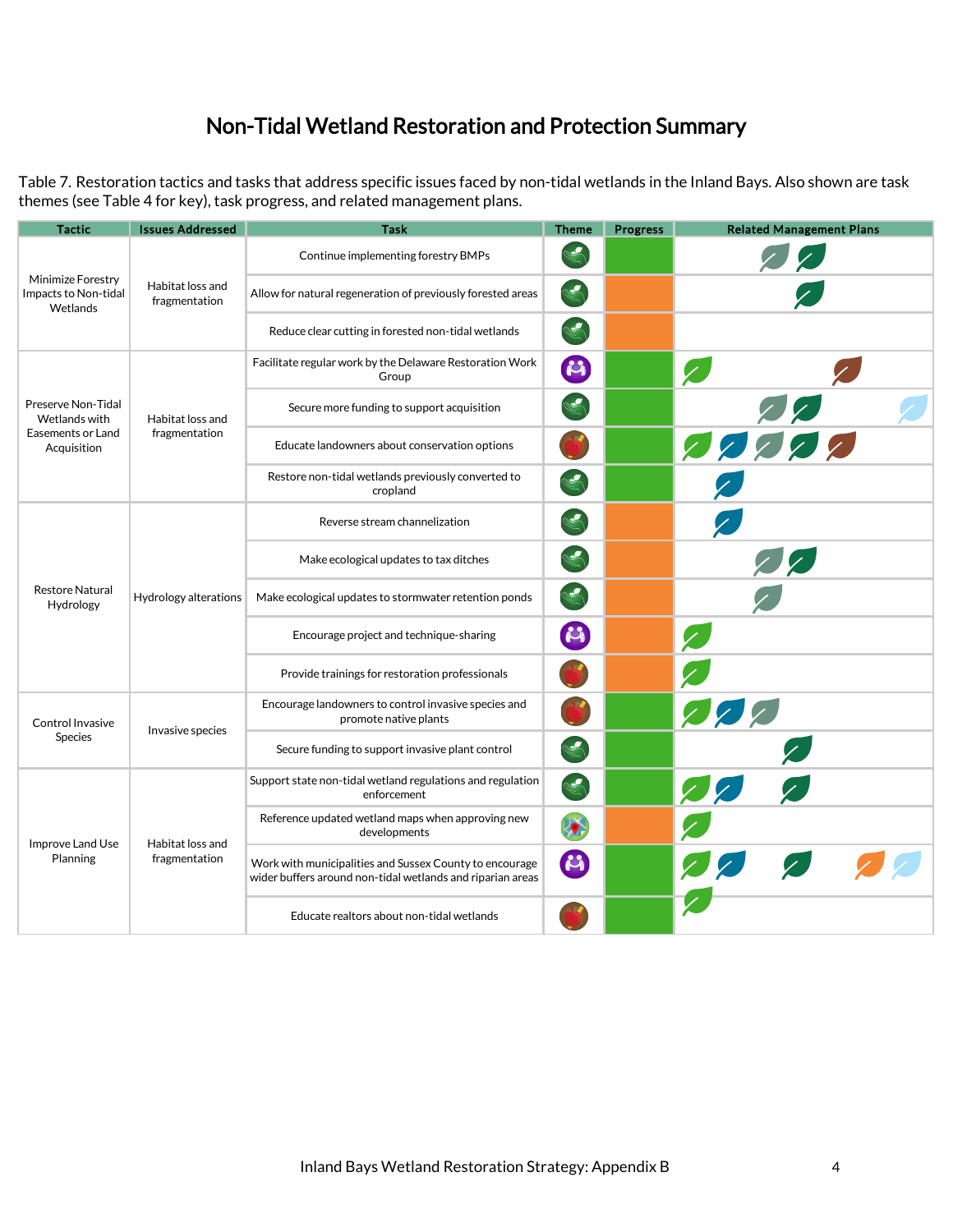# Non-Tidal Wetland Restoration and Protection Summary

Table 7. Restoration tactics and tasks that address specific issues faced by non-tidal wetlands in the Inland Bays. Also shown are task themes (see Table 4 for key), task progress, and related management plans.

| Tactic | Issues Addressed | Task | Theme | Progress | Related Management Plans |
|---|---|---|---|---|---|
| Minimize Forestry Impacts to Non-tidal Wetlands | Habitat loss and fragmentation | Continue implementing forestry BMPs | | | |
| | | Allow for natural regeneration of previously forested areas | | | |
| | | Reduce clear cutting in forested non-tidal wetlands | | | |
| Preserve Non-Tidal Wetlands with Easements or Land Acquisition | Habitat loss and fragmentation | Facilitate regular work by the Delaware Restoration Work Group | | | |
| | | Secure more funding to support acquisition | | | |
| | | Educate landowners about conservation options | | | |
| | | Restore non-tidal wetlands previously converted to cropland | | | |
| Restore Natural Hydrology | Hydrology alterations | Reverse stream channelization | | | |
| | | Make ecological updates to tax ditches | | | |
| | | Make ecological updates to stormwater retention ponds | | | |
| | | Encourage project and technique-sharing | | | |
| | | Provide trainings for restoration professionals | | | |
| Control Invasive Species | Invasive species | Encourage landowners to control invasive species and promote native plants | | | |
| | | Secure funding to support invasive plant control | | | |
| Improve Land Use Planning | Habitat loss and fragmentation | Support state non-tidal wetland regulations and regulation enforcement | | | |
| | | Reference updated wetland maps when approving new developments | | | |
| | | Work with municipalities and Sussex County to encourage wider buffers around non-tidal wetlands and riparian areas | | | |
| | | Educate realtors about non-tidal wetlands | | | |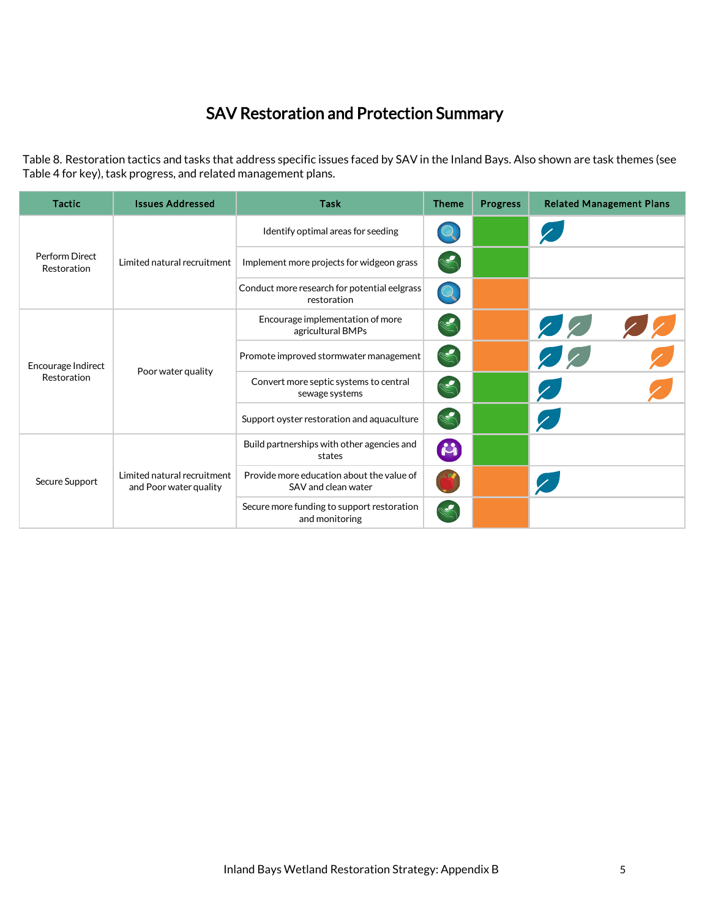# SAV Restoration and Protection Summary

Table 8. Restoration tactics and tasks that address specific issues faced by SAV in the Inland Bays. Also shown are task themes (see Table 4 for key), task progress, and related management plans.

| Tactic | Issues Addressed | Task | Theme | Progress | Related Management Plans |
|---|---|---|---|---|---|
| Perform Direct Restoration | Limited natural recruitment | Identify optimal areas for seeding | | | |
| | | Implement more projects for widgeon grass | | | |
| | | Conduct more research for potential eelgrass restoration | | | |
| Encourage Indirect Restoration | Poor water quality | Encourage implementation of more agricultural BMPs | | | |
| | | Promote improved stormwater management | | | |
| | | Convert more septic systems to central sewage systems | | | |
| | | Support oyster restoration and aquaculture | | | |
| Secure Support | Limited natural recruitment and Poor water quality | Build partnerships with other agencies and states | | | |
| | | Provide more education about the value of SAV and clean water | | | |
| | | Secure more funding to support restoration and monitoring | | | |